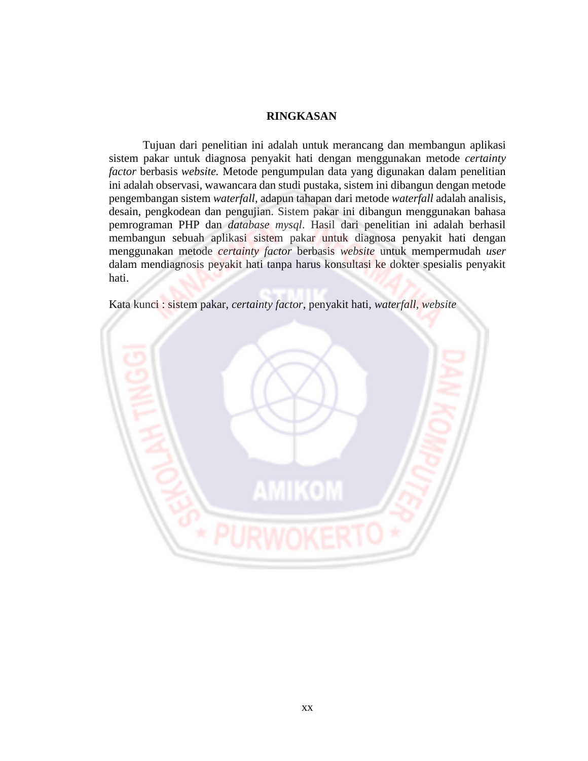# RINGKASAN

Tujuan dari penelitian ini adalah untuk merancang dan membangun aplikasi sistem pakar untuk diagnosa penyakit hati dengan menggunakan metode *certainty factor* berbasis *website.* Metode pengumpulan data yang digunakan dalam penelitian ini adalah observasi, wawancara dan studi pustaka, sistem ini dibangun dengan metode pengembangan sistem *waterfall*, adapun tahapan dari metode *waterfall* adalah analisis, desain, pengkodean dan pengujian. Sistem pakar ini dibangun menggunakan bahasa pemrograman PHP dan *database mysql*. Hasil dari penelitian ini adalah berhasil membangun sebuah aplikasi sistem pakar untuk diagnosa penyakit hati dengan menggunakan metode *certainty factor* berbasis *website* untuk mempermudah *user* dalam mendiagnosis peyakit hati tanpa harus konsultasi ke dokter spesialis penyakit hati.

Kata kunci : sistem pakar, *certainty factor*, penyakit hati, *waterfall*, *website*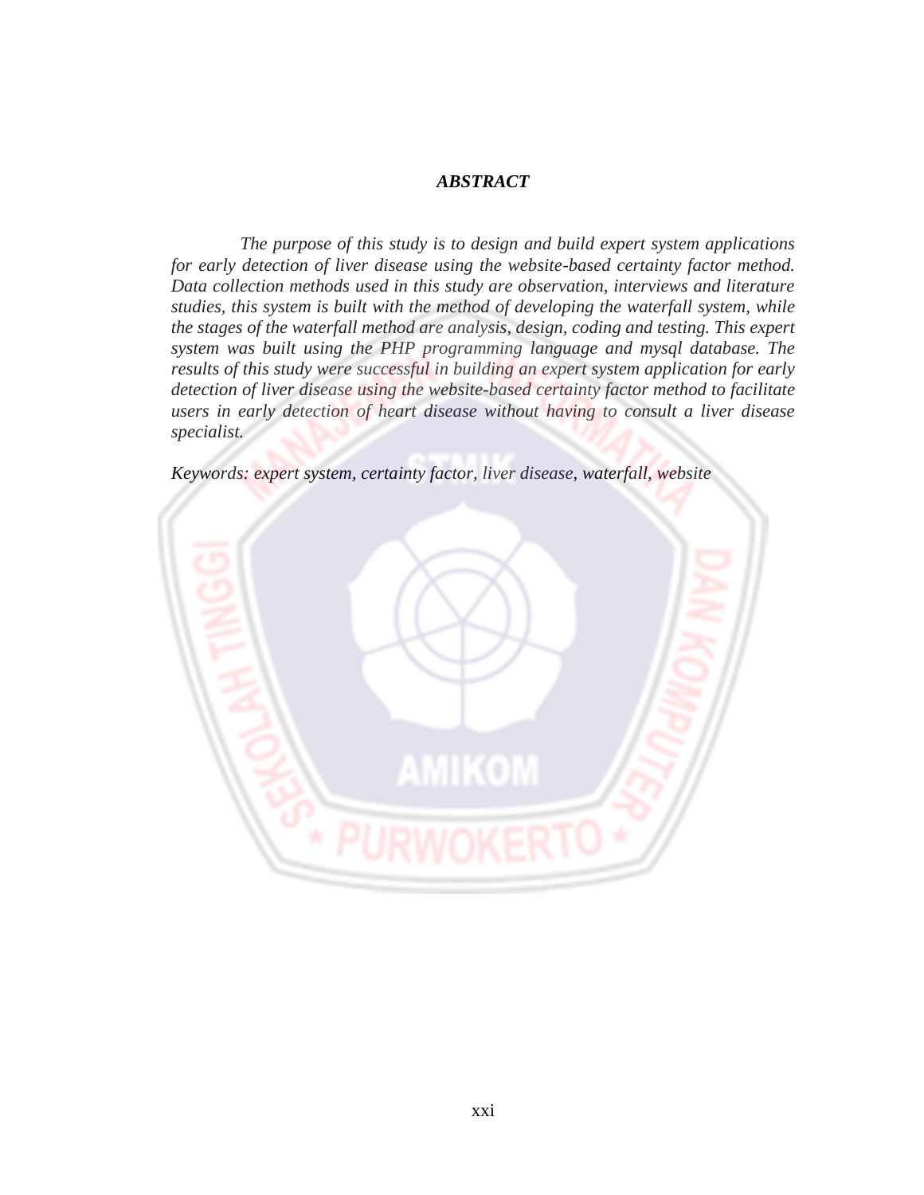# *ABSTRACT*

*The purpose of this study is to design and build expert system applications for early detection of liver disease using the website-based certainty factor method. Data collection methods used in this study are observation, interviews and literature studies, this system is built with the method of developing the waterfall system, while the stages of the waterfall method are analysis, design, coding and testing. This expert system was built using the PHP programming language and mysql database. The results of this study were successful in building an expert system application for early detection of liver disease using the website-based certainty factor method to facilitate users in early detection of heart disease without having to consult a liver disease specialist.*

*Keywords: expert system, certainty factor, liver disease, waterfall, website*